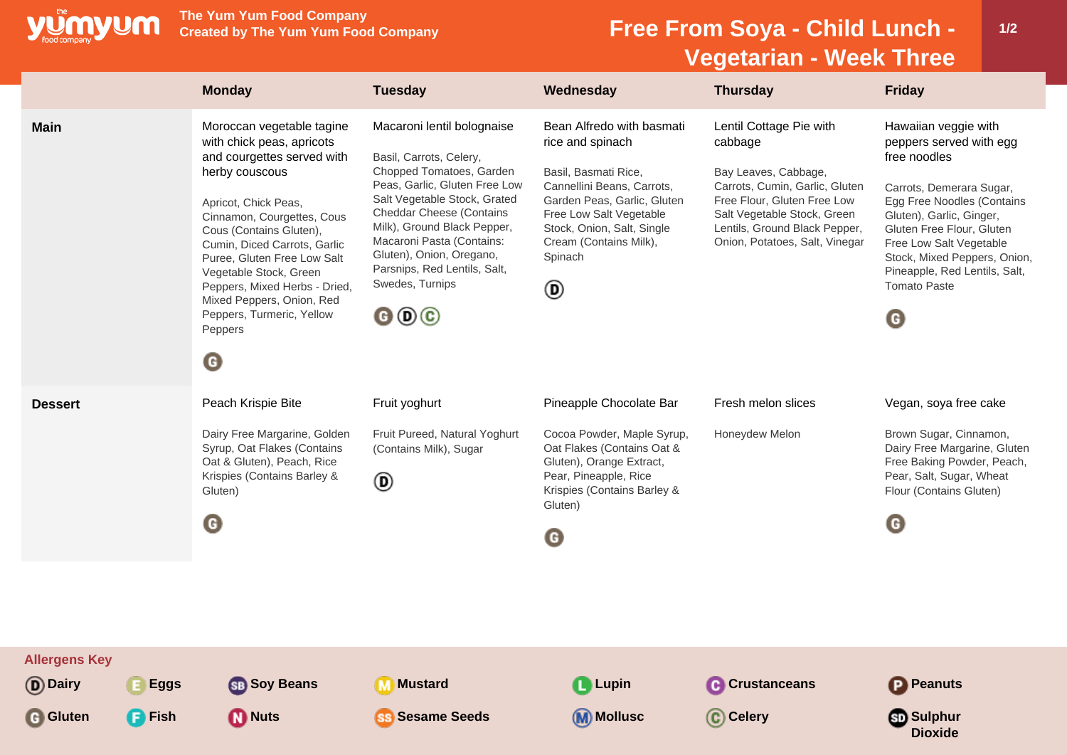# Free From Soya - Child Lunch - Vegetarian - Week Three

The Yum Yum Food Company
Created by The Yum Yum Food Company

| | Monday | Tuesday | Wednesday | Thursday | Friday |
|---|---|---|---|---|---|
| **Main** | Moroccan vegetable tagine with chick peas, apricots and courgettes served with herby couscous<br><br>Apricot, Chick Peas, Cinnamon, Courgettes, Cous Cous (Contains Gluten), Cumin, Diced Carrots, Garlic Puree, Gluten Free Low Salt Vegetable Stock, Green Peppers, Mixed Herbs - Dried, Mixed Peppers, Onion, Red Peppers, Turmeric, Yellow Peppers<br><br>G | Macaroni lentil bolognaise<br><br>Basil, Carrots, Celery, Chopped Tomatoes, Garden Peas, Garlic, Gluten Free Low Salt Vegetable Stock, Grated Cheddar Cheese (Contains Milk), Ground Black Pepper, Macaroni Pasta (Contains: Gluten), Onion, Oregano, Parsnips, Red Lentils, Salt, Swedes, Turnips<br><br>G D C | Bean Alfredo with basmati rice and spinach<br><br>Basil, Basmati Rice, Cannellini Beans, Carrots, Garden Peas, Garlic, Gluten Free Low Salt Vegetable Stock, Onion, Salt, Single Cream (Contains Milk), Spinach<br><br>D | Lentil Cottage Pie with cabbage<br><br>Bay Leaves, Cabbage, Carrots, Cumin, Garlic, Gluten Free Flour, Gluten Free Low Salt Vegetable Stock, Green Lentils, Ground Black Pepper, Onion, Potatoes, Salt, Vinegar | Hawaiian veggie with peppers served with egg free noodles<br><br>Carrots, Demerara Sugar, Egg Free Noodles (Contains Gluten), Garlic, Ginger, Gluten Free Flour, Gluten Free Low Salt Vegetable Stock, Mixed Peppers, Onion, Pineapple, Red Lentils, Salt, Tomato Paste<br><br>G |
| **Dessert** | Peach Krispie Bite<br><br>Dairy Free Margarine, Golden Syrup, Oat Flakes (Contains Oat & Gluten), Peach, Rice Krispies (Contains Barley & Gluten)<br><br>G | Fruit yoghurt<br><br>Fruit Pureed, Natural Yoghurt (Contains Milk), Sugar<br><br>D | Pineapple Chocolate Bar<br><br>Cocoa Powder, Maple Syrup, Oat Flakes (Contains Oat & Gluten), Orange Extract, Pear, Pineapple, Rice Krispies (Contains Barley & Gluten)<br><br>G | Fresh melon slices<br><br>Honeydew Melon | Vegan, soya free cake<br><br>Brown Sugar, Cinnamon, Dairy Free Margarine, Gluten Free Baking Powder, Peach, Pear, Salt, Sugar, Wheat Flour (Contains Gluten)<br><br>G |

## Allergens Key

- D Dairy
- E Eggs
- SB Soy Beans
- M Mustard
- L Lupin
- C Crustaceans
- P Peanuts
- G Gluten
- F Fish
- N Nuts
- SS Sesame Seeds
- M Mollusc
- C Celery
- SD Sulphur Dioxide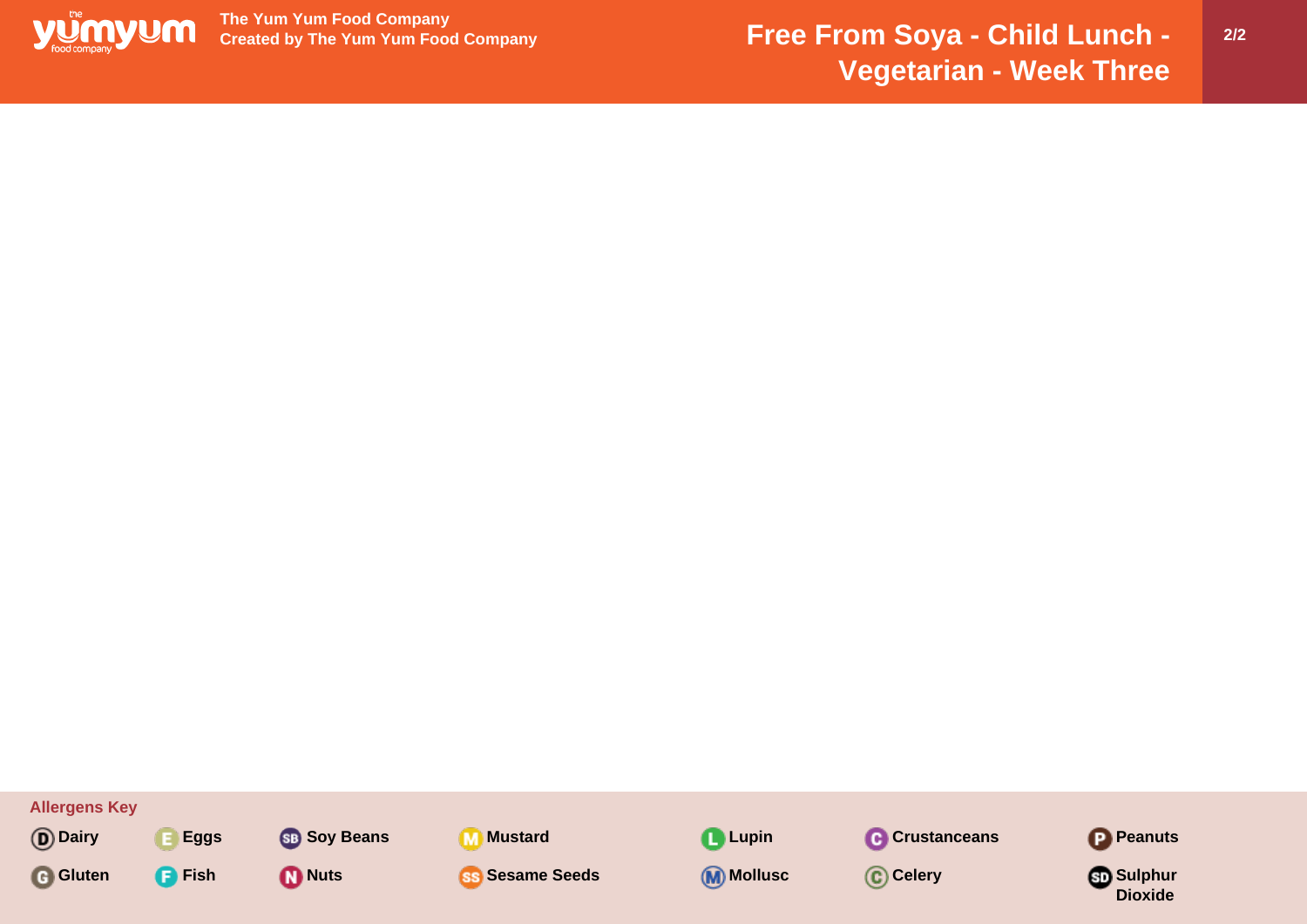# Free From Soya - Child Lunch - Vegetarian - Week Three

The Yum Yum Food Company
Created by The Yum Yum Food Company

**Allergens Key**

| | | | | | | |
|---|---|---|---|---|---|---|
| D Dairy | E Eggs | SB Soy Beans | M Mustard | L Lupin | C Crustanceans | P Peanuts |
| G Gluten | F Fish | N Nuts | SS Sesame Seeds | M Mollusc | C Celery | SD Sulphur Dioxide |